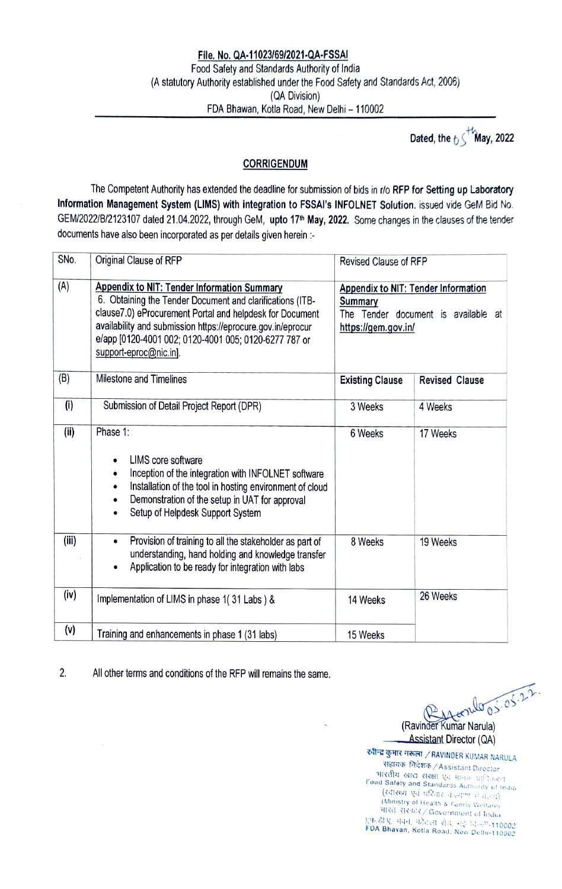**File. No. QA-11023/69/2021-QA-FSSAI**
Food Safety and Standards Authority of India
(A statutory Authority established under the Food Safety and Standards Act, 2006)
(QA Division)
FDA Bhavan, Kotla Road, New Delhi – 110002

Dated, the 05th May, 2022

## CORRIGENDUM

The Competent Authority has extended the deadline for submission of bids in r/o **RFP for Setting up Laboratory Information Management System (LIMS) with integration to FSSAI's INFOLNET Solution**. issued vide GeM Bid No. GEM/2022/B/2123107 dated 21.04.2022, through GeM, **upto 17th May, 2022.** Some changes in the clauses of the tender documents have also been incorporated as per details given herein :-

| SNo. | Original Clause of RFP | Revised Clause of RFP | |
|---|---|---|---|
| (A) | **Appendix to NIT: Tender Information Summary** 6. Obtaining the Tender Document and clarifications (ITB-clause7.0) eProcurement Portal and helpdesk for Document availability and submission https://eprocure.gov.in/eprocure/app [0120-4001 002; 0120-4001 005; 0120-6277 787 or support-eproc@nic.in]. | **Appendix to NIT: Tender Information Summary** The Tender document is available at **https://gem.gov.in/** | |
| (B) | Milestone and Timelines | **Existing Clause** | **Revised Clause** |
| (i) | Submission of Detail Project Report (DPR) | 3 Weeks | 4 Weeks |
| (ii) | Phase 1:<br>• LIMS core software<br>• Inception of the integration with INFOLNET software<br>• Installation of the tool in hosting environment of cloud<br>• Demonstration of the setup in UAT for approval<br>• Setup of Helpdesk Support System | 6 Weeks | 17 Weeks |
| (iii) | • Provision of training to all the stakeholder as part of understanding, hand holding and knowledge transfer<br>• Application to be ready for integration with labs | 8 Weeks | 19 Weeks |
| (iv) | Implementation of LIMS in phase 1( 31 Labs ) & | 14 Weeks | 26 Weeks |
| (v) | Training and enhancements in phase 1 (31 labs) | 15 Weeks | |

2. All other terms and conditions of the RFP will remains the same.

(Ravinder Kumar Narula)
Assistant Director (QA)

रवीन्द्र कुमार नरूला / RAVINDER KUMAR NARULA
सहायक निदेशक / Assistant Director
भारतीय खाद्य सुरक्षा एवं मानक प्राधिकरण
Food Safety and Standards Authority of India
(स्वास्थ्य एवं परिवार कल्याण मंत्रालय)
(Ministry of Health & Family Welfare)
भारत सरकार / Government of India
एफ.डी.ए. भवन, कोटला रोड, नई दिल्ली-110002
FDA Bhavan, Kotla Road, New Delhi-110002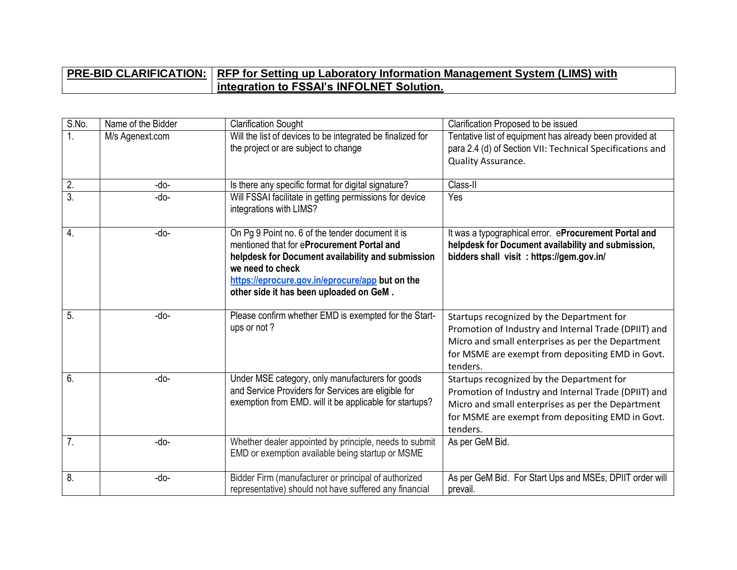| **PRE-BID CLARIFICATION:** | **RFP for Setting up Laboratory Information Management System (LIMS) with integration to FSSAI's INFOLNET Solution.** |
|---|---|

| S.No. | Name of the Bidder | Clarification Sought | Clarification Proposed to be issued |
|---|---|---|---|
| 1. | M/s Agenext.com | Will the list of devices to be integrated be finalized for the project or are subject to change | Tentative list of equipment has already been provided at para 2.4 (d) of Section VII: Technical Specifications and Quality Assurance. |
| 2. | -do- | Is there any specific format for digital signature? | Class-II |
| 3. | -do- | Will FSSAI facilitate in getting permissions for device integrations with LIMS? | Yes |
| 4. | -do- | On Pg 9 Point no. 6 of the tender document it is mentioned that for e**Procurement Portal and helpdesk for Document availability and submission we need to check https://eprocure.gov.in/eprocure/app but on the other side it has been uploaded on GeM .** | It was a typographical error. e**Procurement Portal and helpdesk for Document availability and submission, bidders shall visit : https://gem.gov.in/** |
| 5. | -do- | Please confirm whether EMD is exempted for the Start-ups or not ? | Startups recognized by the Department for Promotion of Industry and Internal Trade (DPIIT) and Micro and small enterprises as per the Department for MSME are exempt from depositing EMD in Govt. tenders. |
| 6. | -do- | Under MSE category, only manufacturers for goods and Service Providers for Services are eligible for exemption from EMD. will it be applicable for startups? | Startups recognized by the Department for Promotion of Industry and Internal Trade (DPIIT) and Micro and small enterprises as per the Department for MSME are exempt from depositing EMD in Govt. tenders. |
| 7. | -do- | Whether dealer appointed by principle, needs to submit EMD or exemption available being startup or MSME | As per GeM Bid. |
| 8. | -do- | Bidder Firm (manufacturer or principal of authorized representative) should not have suffered any financial | As per GeM Bid. For Start Ups and MSEs, DPIIT order will prevail. |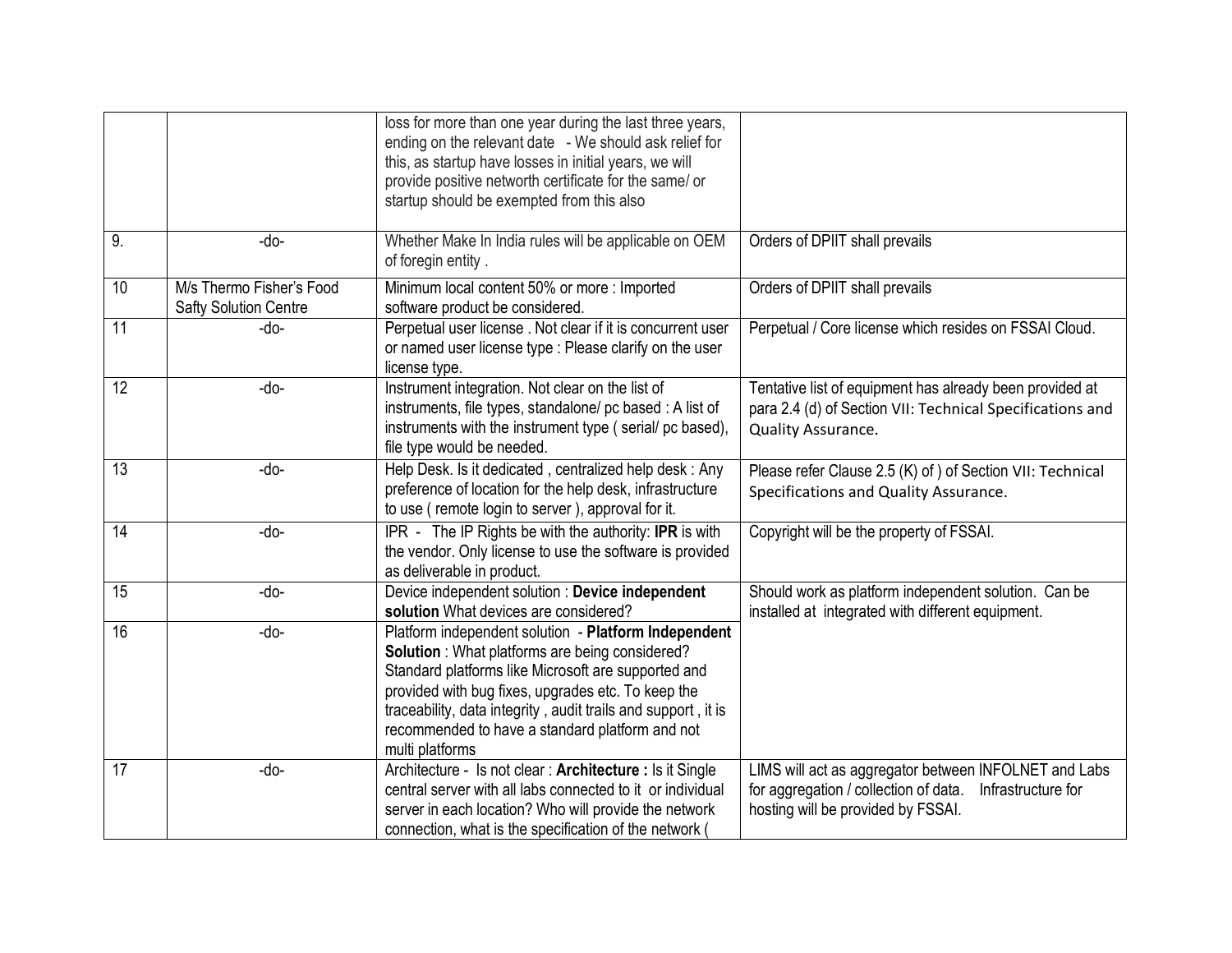| | | | |
|---|---|---|---|
| | | loss for more than one year during the last three years, ending on the relevant date - We should ask relief for this, as startup have losses in initial years, we will provide positive networth certificate for the same/ or startup should be exempted from this also | |
| 9. | -do- | Whether Make In India rules will be applicable on OEM of foregin entity . | Orders of DPIIT shall prevails |
| 10 | M/s Thermo Fisher's Food Safty Solution Centre | Minimum local content 50% or more : Imported software product be considered. | Orders of DPIIT shall prevails |
| 11 | -do- | Perpetual user license . Not clear if it is concurrent user or named user license type : Please clarify on the user license type. | Perpetual / Core license which resides on FSSAI Cloud. |
| 12 | -do- | Instrument integration. Not clear on the list of instruments, file types, standalone/ pc based : A list of instruments with the instrument type ( serial/ pc based), file type would be needed. | Tentative list of equipment has already been provided at para 2.4 (d) of Section VII: Technical Specifications and Quality Assurance. |
| 13 | -do- | Help Desk. Is it dedicated , centralized help desk : Any preference of location for the help desk, infrastructure to use ( remote login to server ), approval for it. | Please refer Clause 2.5 (K) of ) of Section VII: Technical Specifications and Quality Assurance. |
| 14 | -do- | IPR - The IP Rights be with the authority: **IPR** is with the vendor. Only license to use the software is provided as deliverable in product. | Copyright will be the property of FSSAI. |
| 15 | -do- | Device independent solution : **Device independent solution** What devices are considered? | Should work as platform independent solution. Can be installed at integrated with different equipment. |
| 16 | -do- | Platform independent solution - **Platform Independent Solution** : What platforms are being considered? Standard platforms like Microsoft are supported and provided with bug fixes, upgrades etc. To keep the traceability, data integrity , audit trails and support , it is recommended to have a standard platform and not multi platforms | |
| 17 | -do- | Architecture - Is not clear : **Architecture :** Is it Single central server with all labs connected to it or individual server in each location? Who will provide the network connection, what is the specification of the network ( | LIMS will act as aggregator between INFOLNET and Labs for aggregation / collection of data. Infrastructure for hosting will be provided by FSSAI. |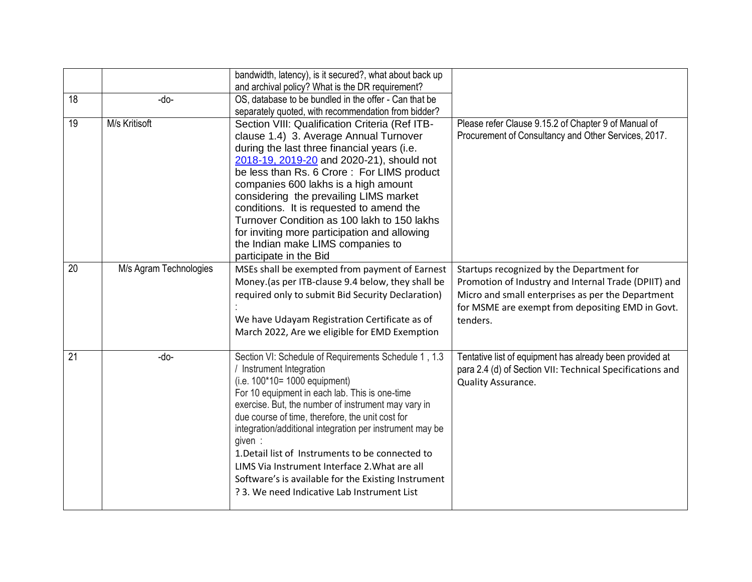| | | | |
|---|---|---|---|
| | | bandwidth, latency), is it secured?, what about back up and archival policy? What is the DR requirement? | |
| 18 | -do- | OS, database to be bundled in the offer - Can that be separately quoted, with recommendation from bidder? | |
| 19 | M/s Kritisoft | Section VIII: Qualification Criteria (Ref ITB-clause 1.4) 3. Average Annual Turnover during the last three financial years (i.e. 2018-19, 2019-20 and 2020-21), should not be less than Rs. 6 Crore : For LIMS product companies 600 lakhs is a high amount considering the prevailing LIMS market conditions. It is requested to amend the Turnover Condition as 100 lakh to 150 lakhs for inviting more participation and allowing the Indian make LIMS companies to participate in the Bid | Please refer Clause 9.15.2 of Chapter 9 of Manual of Procurement of Consultancy and Other Services, 2017. |
| 20 | M/s Agram Technologies | MSEs shall be exempted from payment of Earnest Money.(as per ITB-clause 9.4 below, they shall be required only to submit Bid Security Declaration) : We have Udayam Registration Certificate as of March 2022, Are we eligible for EMD Exemption | Startups recognized by the Department for Promotion of Industry and Internal Trade (DPIIT) and Micro and small enterprises as per the Department for MSME are exempt from depositing EMD in Govt. tenders. |
| 21 | -do- | Section VI: Schedule of Requirements Schedule 1 , 1.3 / Instrument Integration (i.e. 100*10= 1000 equipment) For 10 equipment in each lab. This is one-time exercise. But, the number of instrument may vary in due course of time, therefore, the unit cost for integration/additional integration per instrument may be given : 1.Detail list of Instruments to be connected to LIMS Via Instrument Interface 2.What are all Software's is available for the Existing Instrument ? 3. We need Indicative Lab Instrument List | Tentative list of equipment has already been provided at para 2.4 (d) of Section VII: Technical Specifications and Quality Assurance. |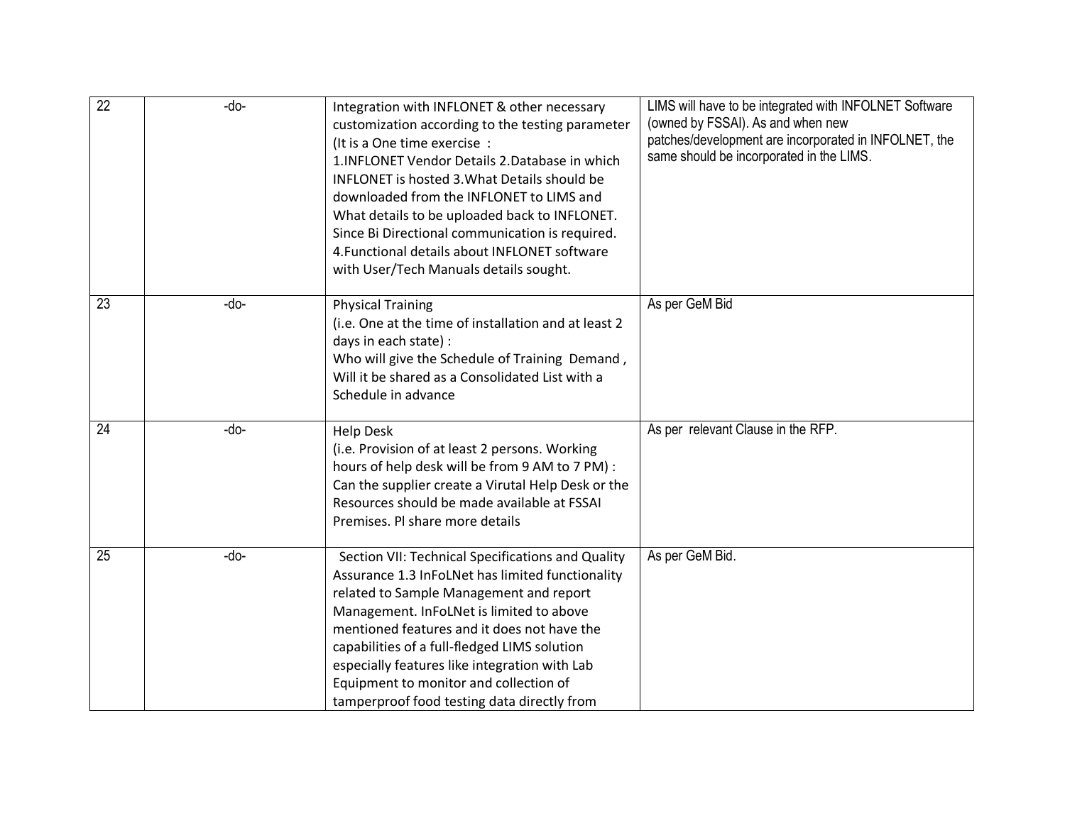| 22 | -do- | Integration with INFLONET & other necessary customization according to the testing parameter (It is a One time exercise : 1.INFLONET Vendor Details 2.Database in which INFLONET is hosted 3.What Details should be downloaded from the INFLONET to LIMS and What details to be uploaded back to INFLONET. Since Bi Directional communication is required. 4.Functional details about INFLONET software with User/Tech Manuals details sought. | LIMS will have to be integrated with INFOLNET Software (owned by FSSAI). As and when new patches/development are incorporated in INFOLNET, the same should be incorporated in the LIMS. |
|---|---|---|---|
| 23 | -do- | Physical Training (i.e. One at the time of installation and at least 2 days in each state) : Who will give the Schedule of Training Demand , Will it be shared as a Consolidated List with a Schedule in advance | As per GeM Bid |
| 24 | -do- | Help Desk (i.e. Provision of at least 2 persons. Working hours of help desk will be from 9 AM to 7 PM) : Can the supplier create a Virutal Help Desk or the Resources should be made available at FSSAI Premises. Pl share more details | As per relevant Clause in the RFP. |
| 25 | -do- | Section VII: Technical Specifications and Quality Assurance 1.3 InFoLNet has limited functionality related to Sample Management and report Management. InFoLNet is limited to above mentioned features and it does not have the capabilities of a full-fledged LIMS solution especially features like integration with Lab Equipment to monitor and collection of tamperproof food testing data directly from | As per GeM Bid. |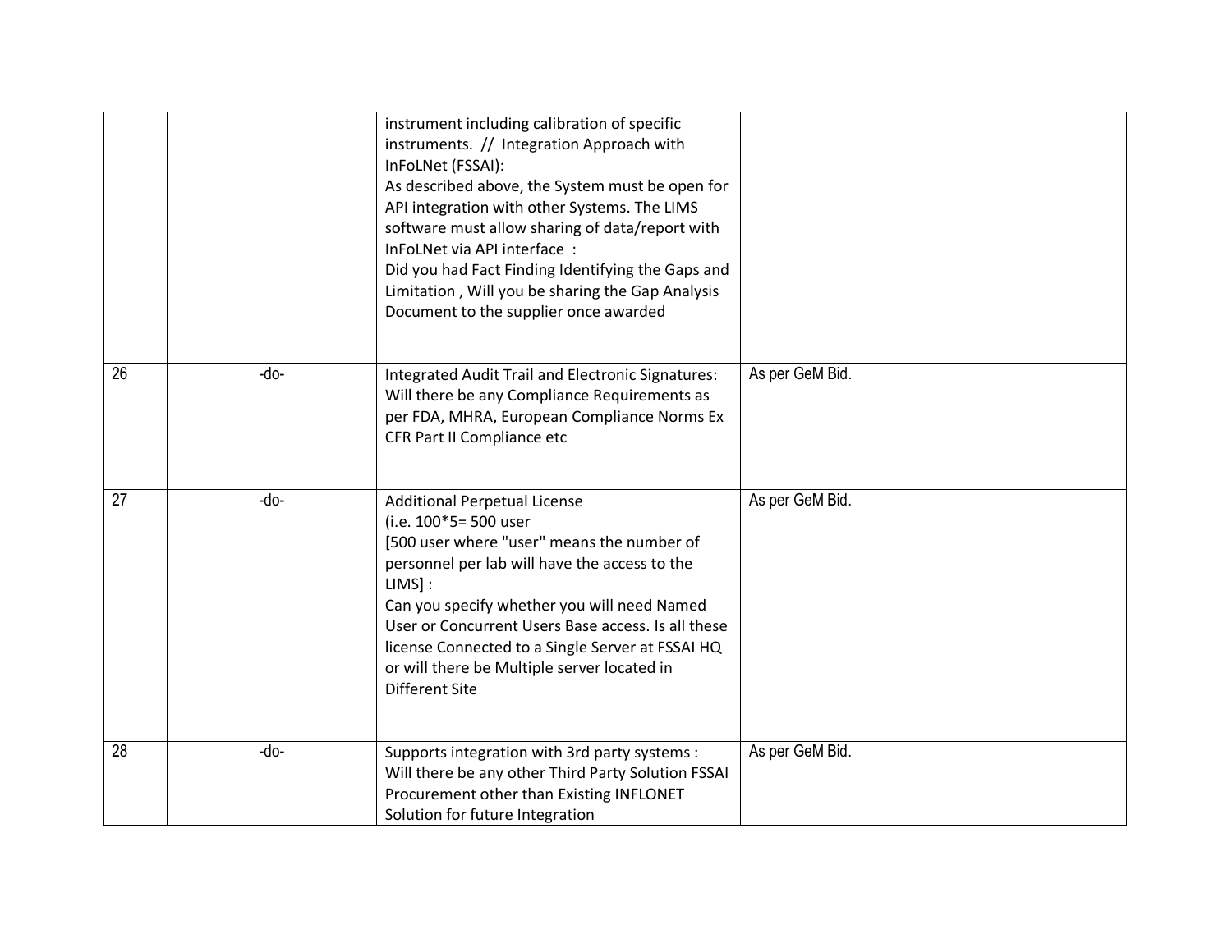| | | | |
|---|---|---|---|
| | | instrument including calibration of specific instruments. // Integration Approach with InFoLNet (FSSAI):<br>As described above, the System must be open for API integration with other Systems. The LIMS software must allow sharing of data/report with InFoLNet via API interface :<br>Did you had Fact Finding Identifying the Gaps and Limitation , Will you be sharing the Gap Analysis Document to the supplier once awarded | |
| 26 | -do- | Integrated Audit Trail and Electronic Signatures: Will there be any Compliance Requirements as per FDA, MHRA, European Compliance Norms Ex CFR Part II Compliance etc | As per GeM Bid. |
| 27 | -do- | Additional Perpetual License<br>(i.e. 100*5= 500 user<br>[500 user where "user" means the number of personnel per lab will have the access to the LIMS] :<br>Can you specify whether you will need Named User or Concurrent Users Base access. Is all these license Connected to a Single Server at FSSAI HQ or will there be Multiple server located in Different Site | As per GeM Bid. |
| 28 | -do- | Supports integration with 3rd party systems : Will there be any other Third Party Solution FSSAI Procurement other than Existing INFLONET Solution for future Integration | As per GeM Bid. |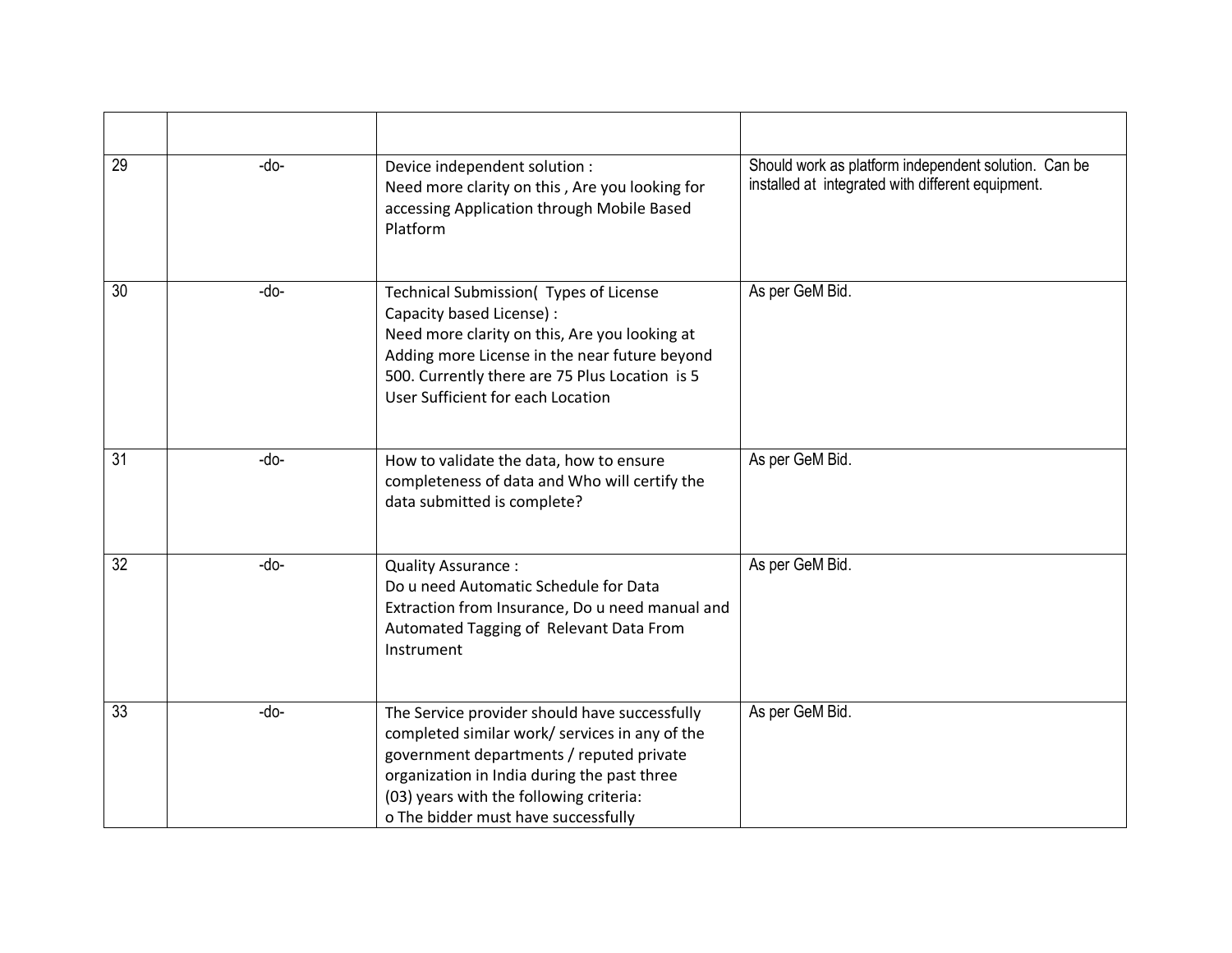| | | | |
|---|---|---|---|
| 29 | -do- | Device independent solution :<br>Need more clarity on this , Are you looking for accessing Application through Mobile Based Platform | Should work as platform independent solution. Can be installed at integrated with different equipment. |
| 30 | -do- | Technical Submission( Types of License Capacity based License) :<br>Need more clarity on this, Are you looking at Adding more License in the near future beyond 500. Currently there are 75 Plus Location is 5 User Sufficient for each Location | As per GeM Bid. |
| 31 | -do- | How to validate the data, how to ensure completeness of data and Who will certify the data submitted is complete? | As per GeM Bid. |
| 32 | -do- | Quality Assurance :<br>Do u need Automatic Schedule for Data Extraction from Insurance, Do u need manual and Automated Tagging of Relevant Data From Instrument | As per GeM Bid. |
| 33 | -do- | The Service provider should have successfully completed similar work/ services in any of the government departments / reputed private organization in India during the past three (03) years with the following criteria:<br>o The bidder must have successfully | As per GeM Bid. |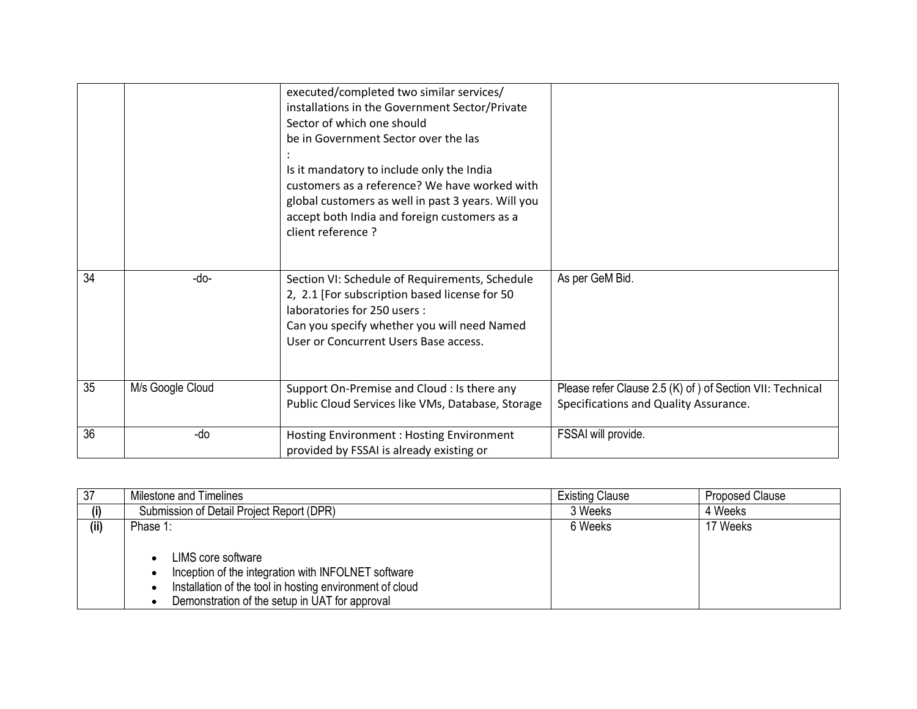| | | | |
|---|---|---|---|
| | | executed/completed two similar services/ installations in the Government Sector/Private Sector of which one should be in Government Sector over the las<br>:<br>Is it mandatory to include only the India customers as a reference? We have worked with global customers as well in past 3 years. Will you accept both India and foreign customers as a client reference ? | |
| 34 | -do- | Section VI: Schedule of Requirements, Schedule 2, 2.1 [For subscription based license for 50 laboratories for 250 users :<br>Can you specify whether you will need Named User or Concurrent Users Base access. | As per GeM Bid. |
| 35 | M/s Google Cloud | Support On-Premise and Cloud : Is there any Public Cloud Services like VMs, Database, Storage | Please refer Clause 2.5 (K) of ) of Section VII: Technical Specifications and Quality Assurance. |
| 36 | -do | Hosting Environment : Hosting Environment provided by FSSAI is already existing or | FSSAI will provide. |

| 37 | Milestone and Timelines | Existing Clause | Proposed Clause |
|---|---|---|---|
| **(i)** | Submission of Detail Project Report (DPR) | 3 Weeks | 4 Weeks |
| **(ii)** | Phase 1:<br>• LIMS core software<br>• Inception of the integration with INFOLNET software<br>• Installation of the tool in hosting environment of cloud<br>• Demonstration of the setup in UAT for approval | 6 Weeks | 17 Weeks |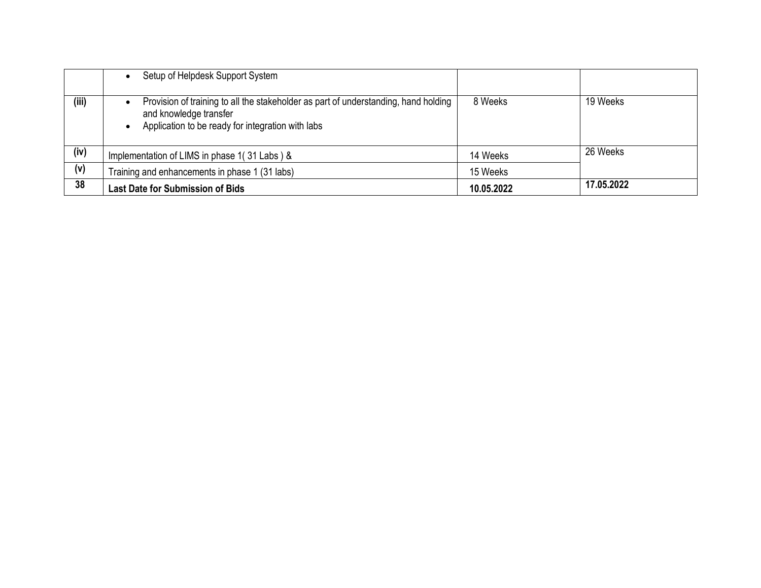| | | | |
|---|---|---|---|
| | • Setup of Helpdesk Support System | | |
| **(iii)** | • Provision of training to all the stakeholder as part of understanding, hand holding and knowledge transfer<br>• Application to be ready for integration with labs | 8 Weeks | 19 Weeks |
| **(iv)** | Implementation of LIMS in phase 1( 31 Labs ) & | 14 Weeks | 26 Weeks |
| **(v)** | Training and enhancements in phase 1 (31 labs) | 15 Weeks | |
| **38** | **Last Date for Submission of Bids** | **10.05.2022** | **17.05.2022** |